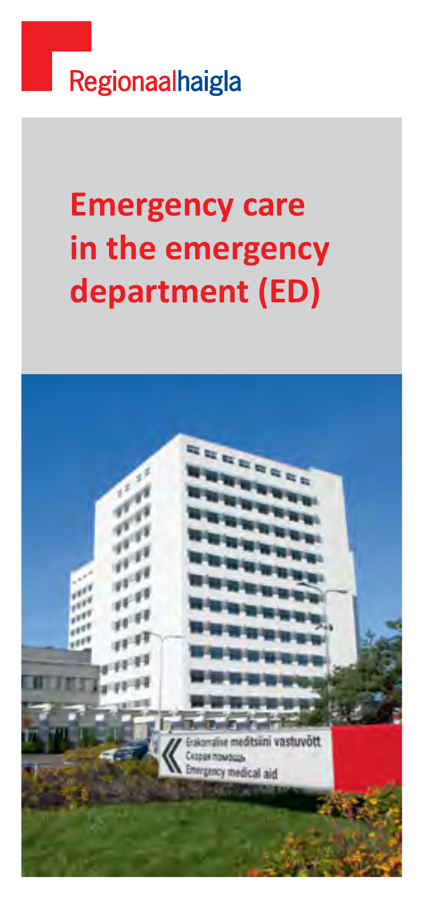Regionaalhaigla

# Emergency care in the emergency department (ED)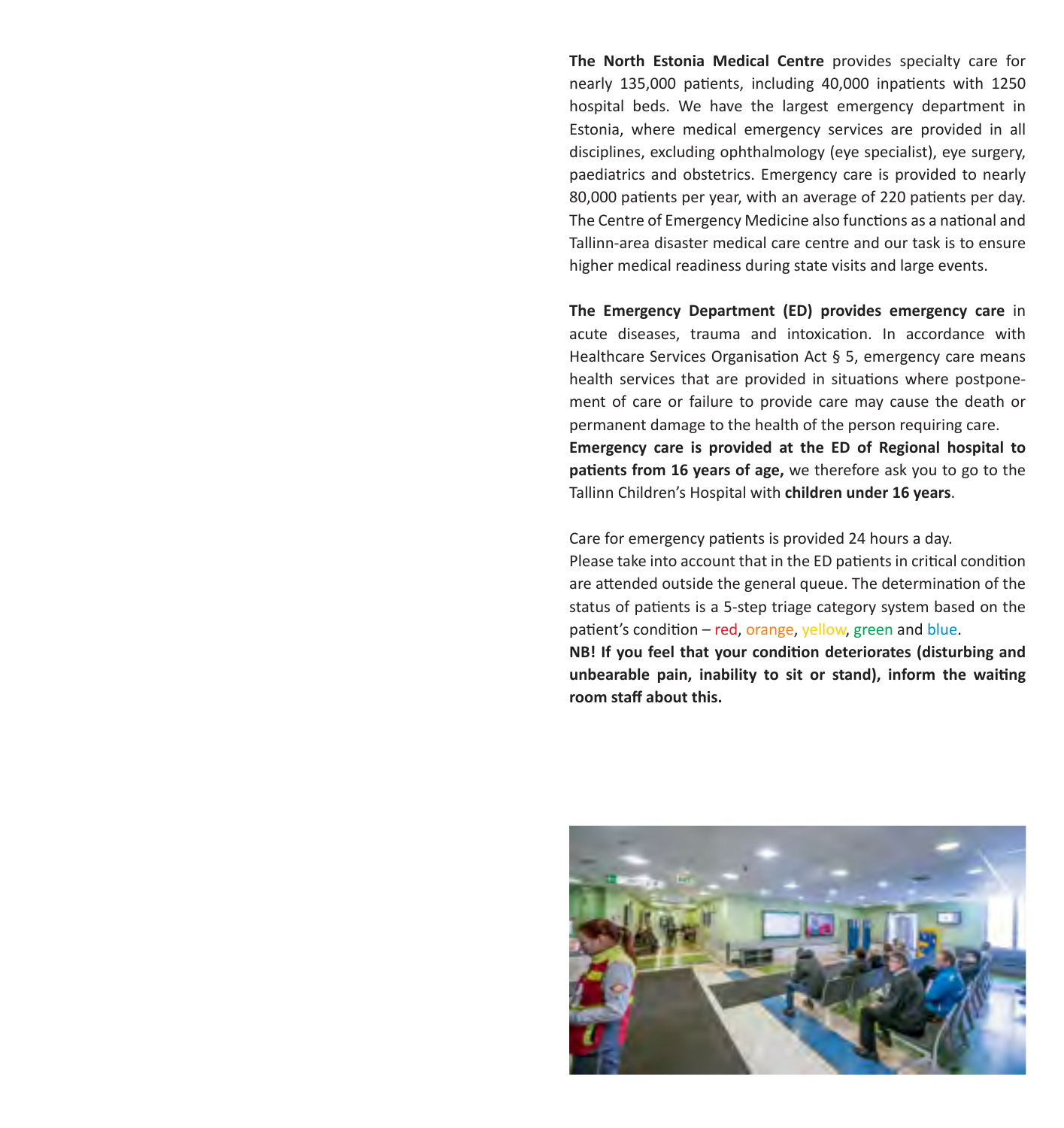**The North Estonia Medical Centre** provides specialty care for nearly 135,000 patients, including 40,000 inpatients with 1250 hospital beds. We have the largest emergency department in Estonia, where medical emergency services are provided in all disciplines, excluding ophthalmology (eye specialist), eye surgery, paediatrics and obstetrics. Emergency care is provided to nearly 80,000 patients per year, with an average of 220 patients per day. The Centre of Emergency Medicine also functions as a national and Tallinn-area disaster medical care centre and our task is to ensure higher medical readiness during state visits and large events.

**The Emergency Department (ED) provides emergency care** in acute diseases, trauma and intoxication. In accordance with Healthcare Services Organisation Act § 5, emergency care means health services that are provided in situations where postponement of care or failure to provide care may cause the death or permanent damage to the health of the person requiring care. **Emergency care is provided at the ED of Regional hospital to patients from 16 years of age,** we therefore ask you to go to the Tallinn Children's Hospital with **children under 16 years**.

Care for emergency patients is provided 24 hours a day. Please take into account that in the ED patients in critical condition are attended outside the general queue. The determination of the status of patients is a 5-step triage category system based on the patient's condition – red, orange, yellow, green and blue.

**NB! If you feel that your condition deteriorates (disturbing and unbearable pain, inability to sit or stand), inform the waiting room staff about this.**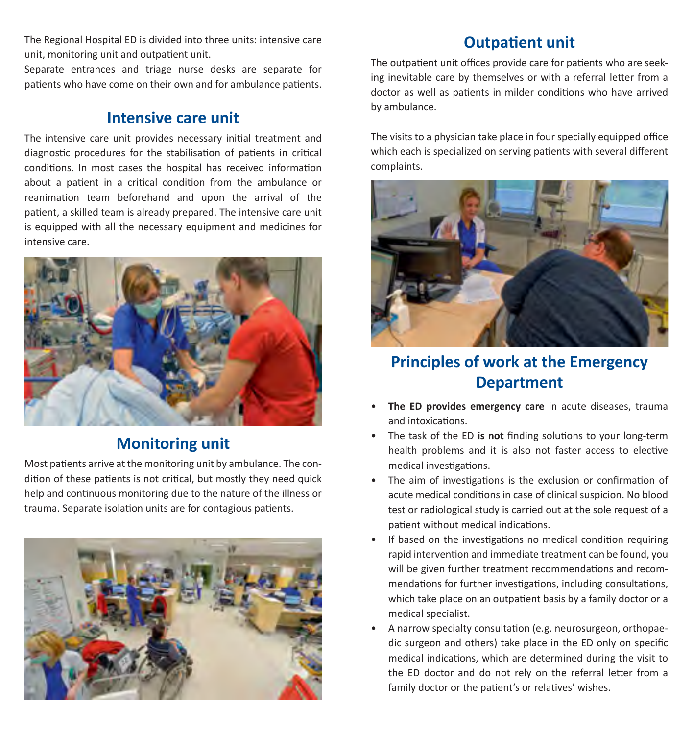The Regional Hospital ED is divided into three units: intensive care unit, monitoring unit and outpatient unit.

Separate entrances and triage nurse desks are separate for patients who have come on their own and for ambulance patients.

## Intensive care unit

The intensive care unit provides necessary initial treatment and diagnostic procedures for the stabilisation of patients in critical conditions. In most cases the hospital has received information about a patient in a critical condition from the ambulance or reanimation team beforehand and upon the arrival of the patient, a skilled team is already prepared. The intensive care unit is equipped with all the necessary equipment and medicines for intensive care.

## Monitoring unit

Most patients arrive at the monitoring unit by ambulance. The condition of these patients is not critical, but mostly they need quick help and continuous monitoring due to the nature of the illness or trauma. Separate isolation units are for contagious patients.

## Outpatient unit

The outpatient unit offices provide care for patients who are seeking inevitable care by themselves or with a referral letter from a doctor as well as patients in milder conditions who have arrived by ambulance.

The visits to a physician take place in four specially equipped office which each is specialized on serving patients with several different complaints.

## Principles of work at the Emergency Department

- **The ED provides emergency care** in acute diseases, trauma and intoxications.
- The task of the ED **is not** finding solutions to your long-term health problems and it is also not faster access to elective medical investigations.
- The aim of investigations is the exclusion or confirmation of acute medical conditions in case of clinical suspicion. No blood test or radiological study is carried out at the sole request of a patient without medical indications.
- If based on the investigations no medical condition requiring rapid intervention and immediate treatment can be found, you will be given further treatment recommendations and recommendations for further investigations, including consultations, which take place on an outpatient basis by a family doctor or a medical specialist.
- A narrow specialty consultation (e.g. neurosurgeon, orthopaedic surgeon and others) take place in the ED only on specific medical indications, which are determined during the visit to the ED doctor and do not rely on the referral letter from a family doctor or the patient's or relatives' wishes.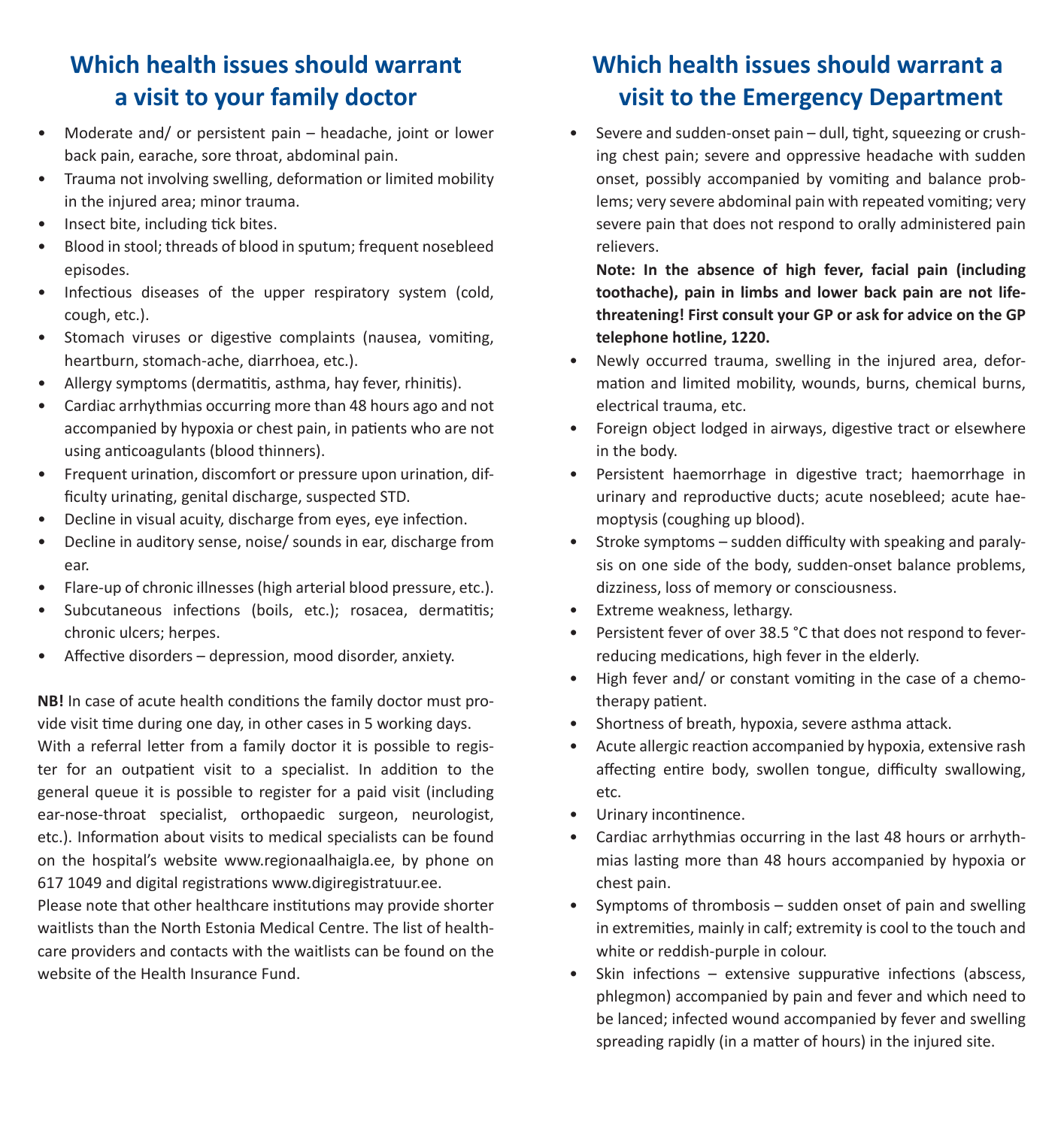## Which health issues should warrant a visit to your family doctor

- Moderate and/ or persistent pain – headache, joint or lower back pain, earache, sore throat, abdominal pain.
- Trauma not involving swelling, deformation or limited mobility in the injured area; minor trauma.
- Insect bite, including tick bites.
- Blood in stool; threads of blood in sputum; frequent nosebleed episodes.
- Infectious diseases of the upper respiratory system (cold, cough, etc.).
- Stomach viruses or digestive complaints (nausea, vomiting, heartburn, stomach-ache, diarrhoea, etc.).
- Allergy symptoms (dermatitis, asthma, hay fever, rhinitis).
- Cardiac arrhythmias occurring more than 48 hours ago and not accompanied by hypoxia or chest pain, in patients who are not using anticoagulants (blood thinners).
- Frequent urination, discomfort or pressure upon urination, difficulty urinating, genital discharge, suspected STD.
- Decline in visual acuity, discharge from eyes, eye infection.
- Decline in auditory sense, noise/ sounds in ear, discharge from ear.
- Flare-up of chronic illnesses (high arterial blood pressure, etc.).
- Subcutaneous infections (boils, etc.); rosacea, dermatitis; chronic ulcers; herpes.
- Affective disorders – depression, mood disorder, anxiety.

**NB!** In case of acute health conditions the family doctor must provide visit time during one day, in other cases in 5 working days.

With a referral letter from a family doctor it is possible to register for an outpatient visit to a specialist. In addition to the general queue it is possible to register for a paid visit (including ear-nose-throat specialist, orthopaedic surgeon, neurologist, etc.). Information about visits to medical specialists can be found on the hospital's website www.regionaalhaigla.ee, by phone on 617 1049 and digital registrations www.digiregistratuur.ee.

Please note that other healthcare institutions may provide shorter waitlists than the North Estonia Medical Centre. The list of healthcare providers and contacts with the waitlists can be found on the website of the Health Insurance Fund.

## Which health issues should warrant a visit to the Emergency Department

- Severe and sudden-onset pain – dull, tight, squeezing or crushing chest pain; severe and oppressive headache with sudden onset, possibly accompanied by vomiting and balance problems; very severe abdominal pain with repeated vomiting; very severe pain that does not respond to orally administered pain relievers.

  **Note: In the absence of high fever, facial pain (including toothache), pain in limbs and lower back pain are not life-threatening! First consult your GP or ask for advice on the GP telephone hotline, 1220.**
- Newly occurred trauma, swelling in the injured area, deformation and limited mobility, wounds, burns, chemical burns, electrical trauma, etc.
- Foreign object lodged in airways, digestive tract or elsewhere in the body.
- Persistent haemorrhage in digestive tract; haemorrhage in urinary and reproductive ducts; acute nosebleed; acute haemoptysis (coughing up blood).
- Stroke symptoms – sudden difficulty with speaking and paralysis on one side of the body, sudden-onset balance problems, dizziness, loss of memory or consciousness.
- Extreme weakness, lethargy.
- Persistent fever of over 38.5 °C that does not respond to fever-reducing medications, high fever in the elderly.
- High fever and/ or constant vomiting in the case of a chemotherapy patient.
- Shortness of breath, hypoxia, severe asthma attack.
- Acute allergic reaction accompanied by hypoxia, extensive rash affecting entire body, swollen tongue, difficulty swallowing, etc.
- Urinary incontinence.
- Cardiac arrhythmias occurring in the last 48 hours or arrhythmias lasting more than 48 hours accompanied by hypoxia or chest pain.
- Symptoms of thrombosis – sudden onset of pain and swelling in extremities, mainly in calf; extremity is cool to the touch and white or reddish-purple in colour.
- Skin infections – extensive suppurative infections (abscess, phlegmon) accompanied by pain and fever and which need to be lanced; infected wound accompanied by fever and swelling spreading rapidly (in a matter of hours) in the injured site.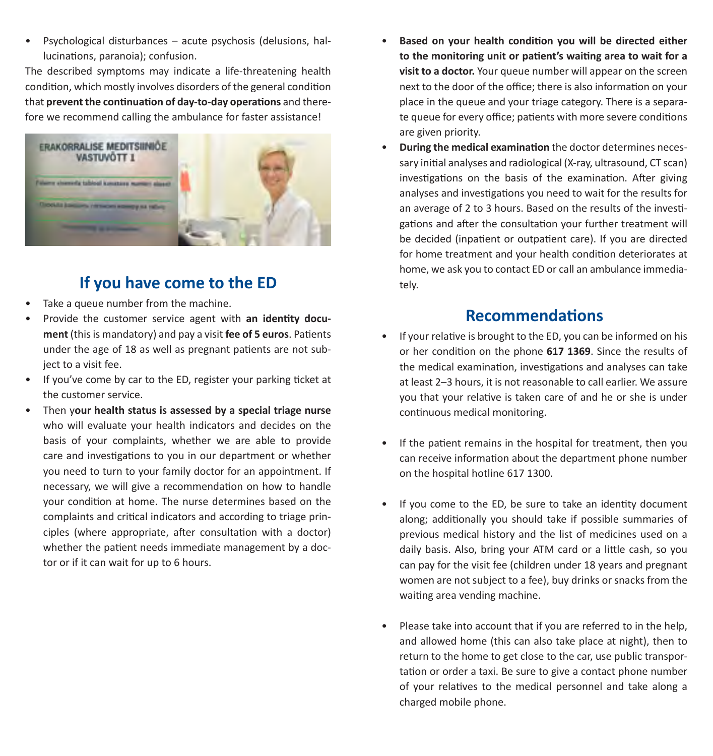- Psychological disturbances – acute psychosis (delusions, hallucinations, paranoia); confusion.

The described symptoms may indicate a life-threatening health condition, which mostly involves disorders of the general condition that **prevent the continuation of day-to-day operations** and therefore we recommend calling the ambulance for faster assistance!

## If you have come to the ED

- Take a queue number from the machine.
- Provide the customer service agent with **an identity document** (this is mandatory) and pay a visit **fee of 5 euros**. Patients under the age of 18 as well as pregnant patients are not subject to a visit fee.
- If you've come by car to the ED, register your parking ticket at the customer service.
- Then y**our health status is assessed by a special triage nurse** who will evaluate your health indicators and decides on the basis of your complaints, whether we are able to provide care and investigations to you in our department or whether you need to turn to your family doctor for an appointment. If necessary, we will give a recommendation on how to handle your condition at home. The nurse determines based on the complaints and critical indicators and according to triage principles (where appropriate, after consultation with a doctor) whether the patient needs immediate management by a doctor or if it can wait for up to 6 hours.
- **Based on your health condition you will be directed either to the monitoring unit or patient's waiting area to wait for a visit to a doctor.** Your queue number will appear on the screen next to the door of the office; there is also information on your place in the queue and your triage category. There is a separate queue for every office; patients with more severe conditions are given priority.
- **During the medical examination** the doctor determines necessary initial analyses and radiological (X-ray, ultrasound, CT scan) investigations on the basis of the examination. After giving analyses and investigations you need to wait for the results for an average of 2 to 3 hours. Based on the results of the investigations and after the consultation your further treatment will be decided (inpatient or outpatient care). If you are directed for home treatment and your health condition deteriorates at home, we ask you to contact ED or call an ambulance immediately.

## Recommendations

- If your relative is brought to the ED, you can be informed on his or her condition on the phone **617 1369**. Since the results of the medical examination, investigations and analyses can take at least 2–3 hours, it is not reasonable to call earlier. We assure you that your relative is taken care of and he or she is under continuous medical monitoring.

- If the patient remains in the hospital for treatment, then you can receive information about the department phone number on the hospital hotline 617 1300.

- If you come to the ED, be sure to take an identity document along; additionally you should take if possible summaries of previous medical history and the list of medicines used on a daily basis. Also, bring your ATM card or a little cash, so you can pay for the visit fee (children under 18 years and pregnant women are not subject to a fee), buy drinks or snacks from the waiting area vending machine.

- Please take into account that if you are referred to in the help, and allowed home (this can also take place at night), then to return to the home to get close to the car, use public transportation or order a taxi. Be sure to give a contact phone number of your relatives to the medical personnel and take along a charged mobile phone.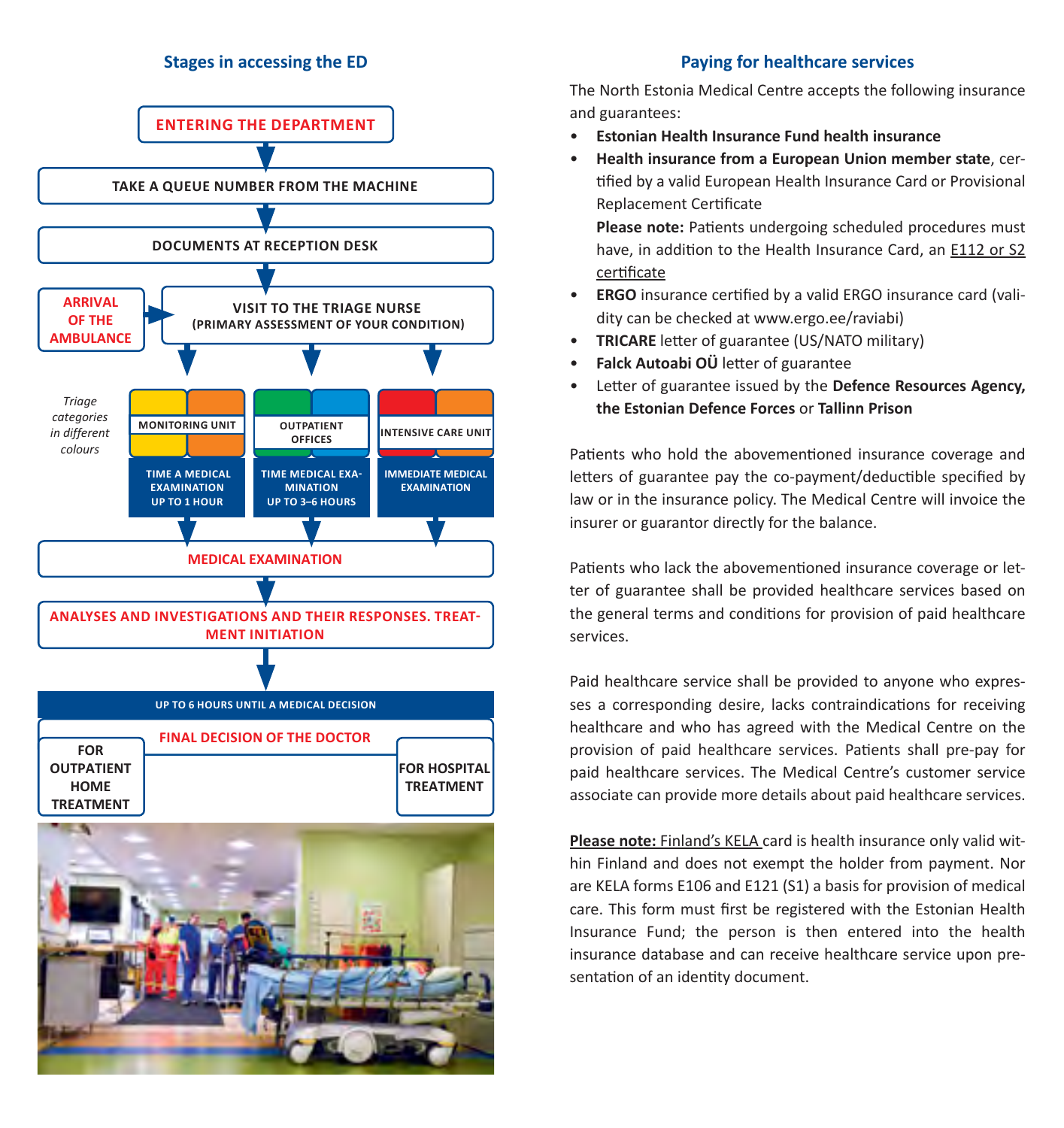## Stages in accessing the ED

**ENTERING THE DEPARTMENT**

↓

**TAKE A QUEUE NUMBER FROM THE MACHINE**

↓

**DOCUMENTS AT RECEPTION DESK**

↓

**ARRIVAL OF THE AMBULANCE** → **VISIT TO THE TRIAGE NURSE (PRIMARY ASSESSMENT OF YOUR CONDITION)**

*Triage categories in different colours*

| MONITORING UNIT | OUTPATIENT OFFICES | INTENSIVE CARE UNIT |
|---|---|---|
| TIME A MEDICAL EXAMINATION UP TO 1 HOUR | TIME MEDICAL EXAMINATION UP TO 3–6 HOURS | IMMEDIATE MEDICAL EXAMINATION |

↓

**MEDICAL EXAMINATION**

↓

**ANALYSES AND INVESTIGATIONS AND THEIR RESPONSES. TREATMENT INITIATION**

↓

**UP TO 6 HOURS UNTIL A MEDICAL DECISION**

**FINAL DECISION OF THE DOCTOR**

- **FOR OUTPATIENT HOME TREATMENT**
- **FOR HOSPITAL TREATMENT**

## Paying for healthcare services

The North Estonia Medical Centre accepts the following insurance and guarantees:

- **Estonian Health Insurance Fund health insurance**
- **Health insurance from a European Union member state**, certified by a valid European Health Insurance Card or Provisional Replacement Certificate

  **Please note:** Patients undergoing scheduled procedures must have, in addition to the Health Insurance Card, an E112 or S2 certificate
- **ERGO** insurance certified by a valid ERGO insurance card (validity can be checked at www.ergo.ee/raviabi)
- **TRICARE** letter of guarantee (US/NATO military)
- **Falck Autoabi OÜ** letter of guarantee
- Letter of guarantee issued by the **Defence Resources Agency, the Estonian Defence Forces** or **Tallinn Prison**

Patients who hold the abovementioned insurance coverage and letters of guarantee pay the co-payment/deductible specified by law or in the insurance policy. The Medical Centre will invoice the insurer or guarantor directly for the balance.

Patients who lack the abovementioned insurance coverage or letter of guarantee shall be provided healthcare services based on the general terms and conditions for provision of paid healthcare services.

Paid healthcare service shall be provided to anyone who expresses a corresponding desire, lacks contraindications for receiving healthcare and who has agreed with the Medical Centre on the provision of paid healthcare services. Patients shall pre-pay for paid healthcare services. The Medical Centre's customer service associate can provide more details about paid healthcare services.

**Please note:** Finland's KELA card is health insurance only valid within Finland and does not exempt the holder from payment. Nor are KELA forms E106 and E121 (S1) a basis for provision of medical care. This form must first be registered with the Estonian Health Insurance Fund; the person is then entered into the health insurance database and can receive healthcare service upon presentation of an identity document.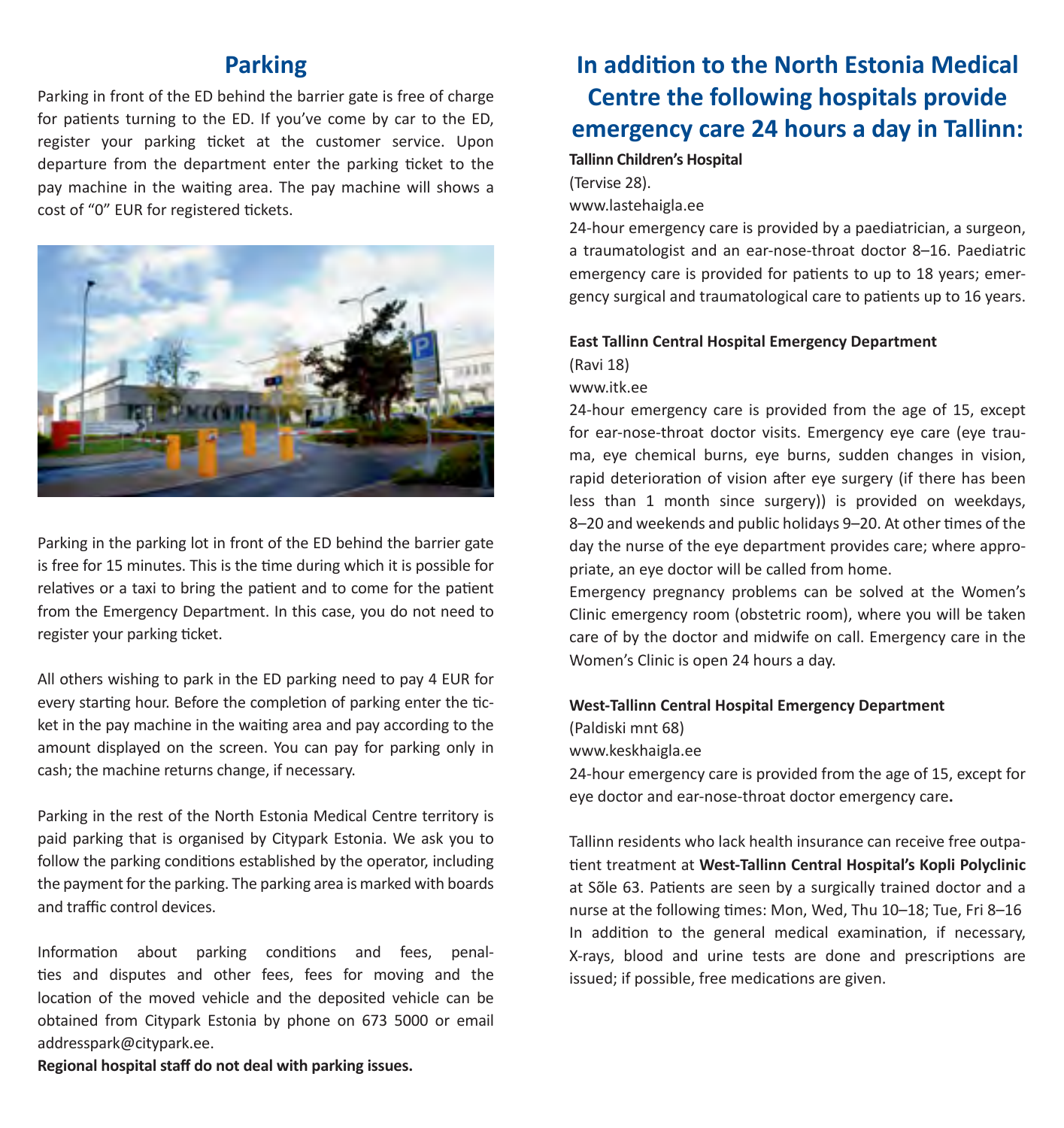## Parking

Parking in front of the ED behind the barrier gate is free of charge for patients turning to the ED. If you've come by car to the ED, register your parking ticket at the customer service. Upon departure from the department enter the parking ticket to the pay machine in the waiting area. The pay machine will shows a cost of "0" EUR for registered tickets.

Parking in the parking lot in front of the ED behind the barrier gate is free for 15 minutes. This is the time during which it is possible for relatives or a taxi to bring the patient and to come for the patient from the Emergency Department. In this case, you do not need to register your parking ticket.

All others wishing to park in the ED parking need to pay 4 EUR for every starting hour. Before the completion of parking enter the ticket in the pay machine in the waiting area and pay according to the amount displayed on the screen. You can pay for parking only in cash; the machine returns change, if necessary.

Parking in the rest of the North Estonia Medical Centre territory is paid parking that is organised by Citypark Estonia. We ask you to follow the parking conditions established by the operator, including the payment for the parking. The parking area is marked with boards and traffic control devices.

Information about parking conditions and fees, penalties and disputes and other fees, fees for moving and the location of the moved vehicle and the deposited vehicle can be obtained from Citypark Estonia by phone on 673 5000 or email addresspark@citypark.ee.

**Regional hospital staff do not deal with parking issues.**

## In addition to the North Estonia Medical Centre the following hospitals provide emergency care 24 hours a day in Tallinn:

**Tallinn Children's Hospital**

(Tervise 28).

www.lastehaigla.ee

24-hour emergency care is provided by a paediatrician, a surgeon, a traumatologist and an ear-nose-throat doctor 8–16. Paediatric emergency care is provided for patients to up to 18 years; emergency surgical and traumatological care to patients up to 16 years.

**East Tallinn Central Hospital Emergency Department**

(Ravi 18)

www.itk.ee

24-hour emergency care is provided from the age of 15, except for ear-nose-throat doctor visits. Emergency eye care (eye trauma, eye chemical burns, eye burns, sudden changes in vision, rapid deterioration of vision after eye surgery (if there has been less than 1 month since surgery)) is provided on weekdays, 8–20 and weekends and public holidays 9–20. At other times of the day the nurse of the eye department provides care; where appropriate, an eye doctor will be called from home.

Emergency pregnancy problems can be solved at the Women's Clinic emergency room (obstetric room), where you will be taken care of by the doctor and midwife on call. Emergency care in the Women's Clinic is open 24 hours a day.

**West-Tallinn Central Hospital Emergency Department**

(Paldiski mnt 68)

www.keskhaigla.ee

24-hour emergency care is provided from the age of 15, except for eye doctor and ear-nose-throat doctor emergency care.

Tallinn residents who lack health insurance can receive free outpatient treatment at **West-Tallinn Central Hospital's Kopli Polyclinic** at Sõle 63. Patients are seen by a surgically trained doctor and a nurse at the following times: Mon, Wed, Thu 10–18; Tue, Fri 8–16 In addition to the general medical examination, if necessary, X-rays, blood and urine tests are done and prescriptions are issued; if possible, free medications are given.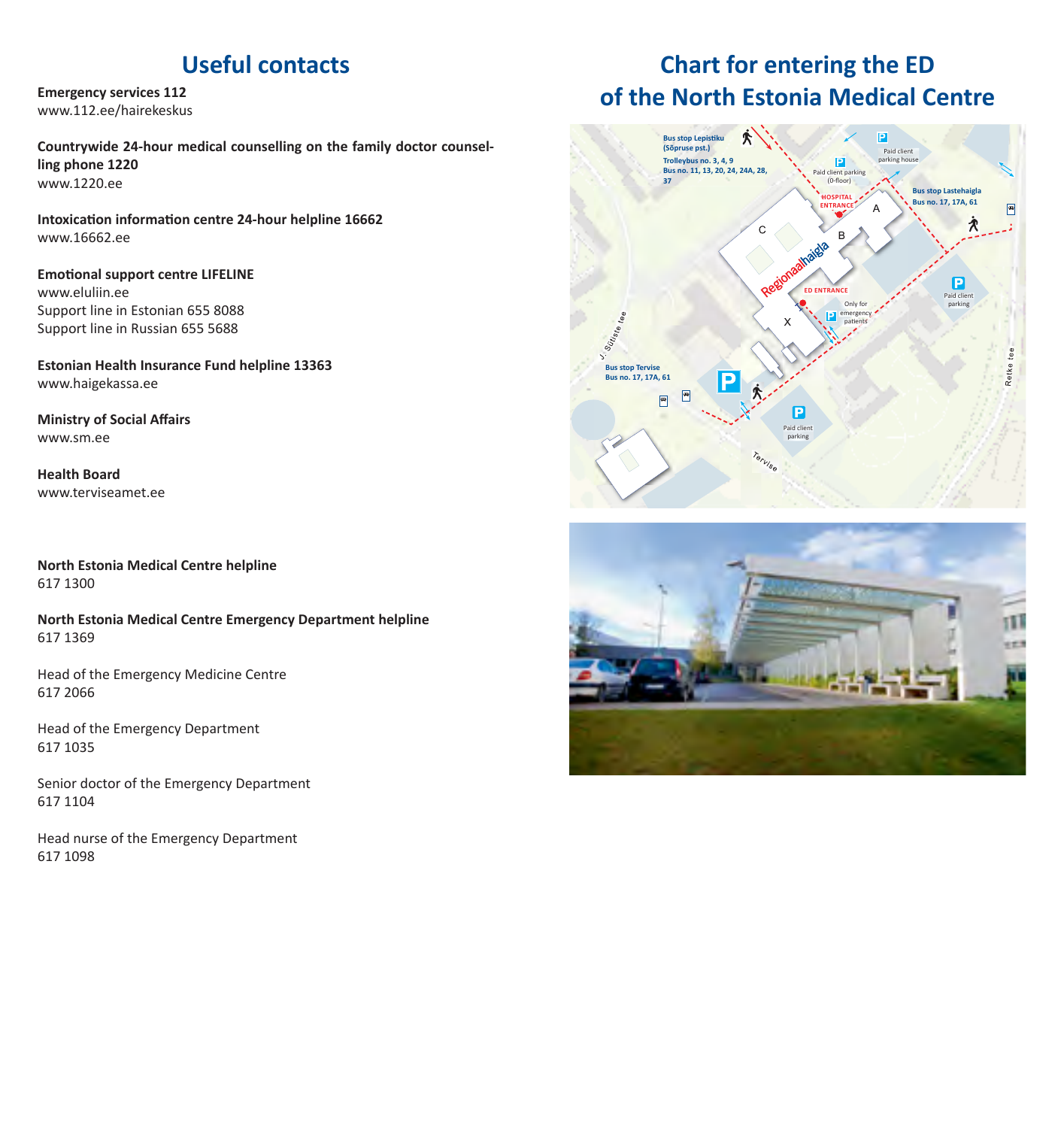## Useful contacts

**Emergency services 112**
www.112.ee/hairekeskus

**Countrywide 24-hour medical counselling on the family doctor counselling phone 1220**
www.1220.ee

**Intoxication information centre 24-hour helpline 16662**
www.16662.ee

**Emotional support centre LIFELINE**
www.eluliin.ee
Support line in Estonian 655 8088
Support line in Russian 655 5688

**Estonian Health Insurance Fund helpline 13363**
www.haigekassa.ee

**Ministry of Social Affairs**
www.sm.ee

**Health Board**
www.terviseamet.ee

**North Estonia Medical Centre helpline**
617 1300

**North Estonia Medical Centre Emergency Department helpline**
617 1369

Head of the Emergency Medicine Centre
617 2066

Head of the Emergency Department
617 1035

Senior doctor of the Emergency Department
617 1104

Head nurse of the Emergency Department
617 1098

## Chart for entering the ED of the North Estonia Medical Centre

Bus stop Lepistiku (Sõpruse pst.)
Trolleybus no. 3, 4, 9
Bus no. 11, 13, 20, 24, 24A, 28, 37

Paid client parking (0-floor)

Paid client parking house

HOSPITAL ENTRANCE

Bus stop Lastehaigla
Bus no. 17, 17A, 61

A B C X

Regionaalhaigla

ED ENTRANCE

Only for emergency patients

Paid client parking

J. Sütiste tee

Bus stop Tervise
Bus no. 17, 17A, 61

Paid client parking

Tervise

Retke tee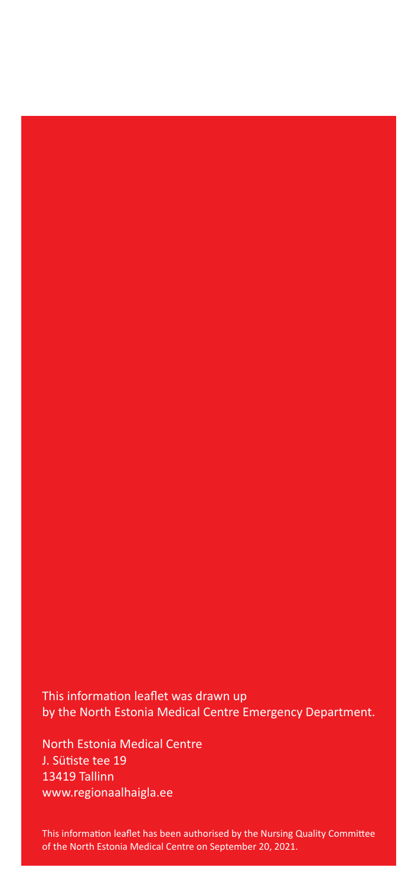This information leaflet was drawn up
by the North Estonia Medical Centre Emergency Department.

North Estonia Medical Centre
J. Sütiste tee 19
13419 Tallinn
www.regionaalhaigla.ee

This information leaflet has been authorised by the Nursing Quality Committee of the North Estonia Medical Centre on September 20, 2021.